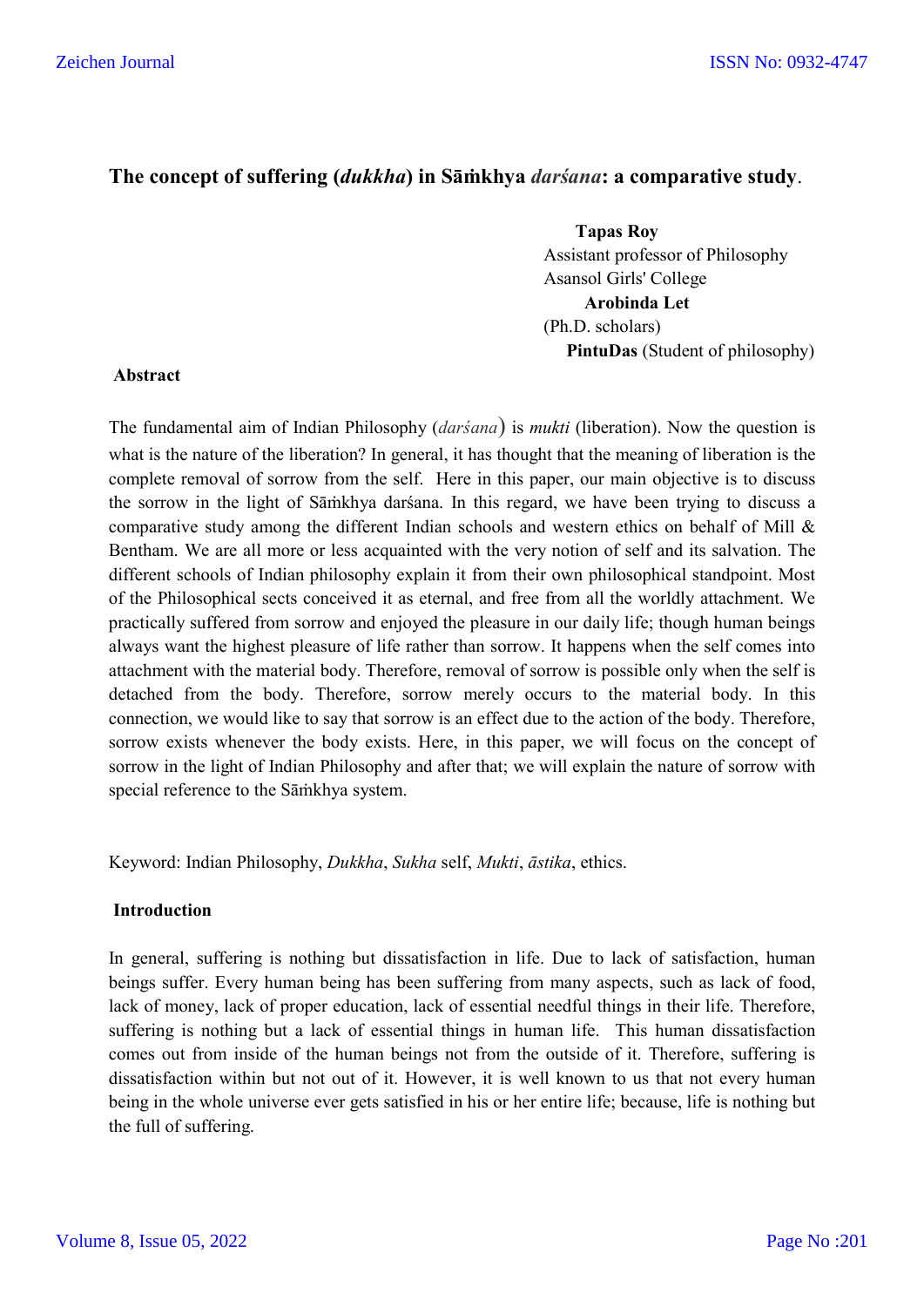# The concept of suffering (*dukkha*) in Sāṁkhya *darśana*: a comparative study.

**Tapas Roy**
Assistant professor of Philosophy
Asansol Girls' College
**Arobinda Let**
(Ph.D. scholars)
**PintuDas** (Student of philosophy)

**Abstract**

The fundamental aim of Indian Philosophy (*darśana*) is *mukti* (liberation). Now the question is what is the nature of the liberation? In general, it has thought that the meaning of liberation is the complete removal of sorrow from the self. Here in this paper, our main objective is to discuss the sorrow in the light of Sāṁkhya darśana. In this regard, we have been trying to discuss a comparative study among the different Indian schools and western ethics on behalf of Mill & Bentham. We are all more or less acquainted with the very notion of self and its salvation. The different schools of Indian philosophy explain it from their own philosophical standpoint. Most of the Philosophical sects conceived it as eternal, and free from all the worldly attachment. We practically suffered from sorrow and enjoyed the pleasure in our daily life; though human beings always want the highest pleasure of life rather than sorrow. It happens when the self comes into attachment with the material body. Therefore, removal of sorrow is possible only when the self is detached from the body. Therefore, sorrow merely occurs to the material body. In this connection, we would like to say that sorrow is an effect due to the action of the body. Therefore, sorrow exists whenever the body exists. Here, in this paper, we will focus on the concept of sorrow in the light of Indian Philosophy and after that; we will explain the nature of sorrow with special reference to the Sāṁkhya system.

Keyword: Indian Philosophy, *Dukkha*, *Sukha* self, *Mukti*, *āstika*, ethics.

**Introduction**

In general, suffering is nothing but dissatisfaction in life. Due to lack of satisfaction, human beings suffer. Every human being has been suffering from many aspects, such as lack of food, lack of money, lack of proper education, lack of essential needful things in their life. Therefore, suffering is nothing but a lack of essential things in human life. This human dissatisfaction comes out from inside of the human beings not from the outside of it. Therefore, suffering is dissatisfaction within but not out of it. However, it is well known to us that not every human being in the whole universe ever gets satisfied in his or her entire life; because, life is nothing but the full of suffering.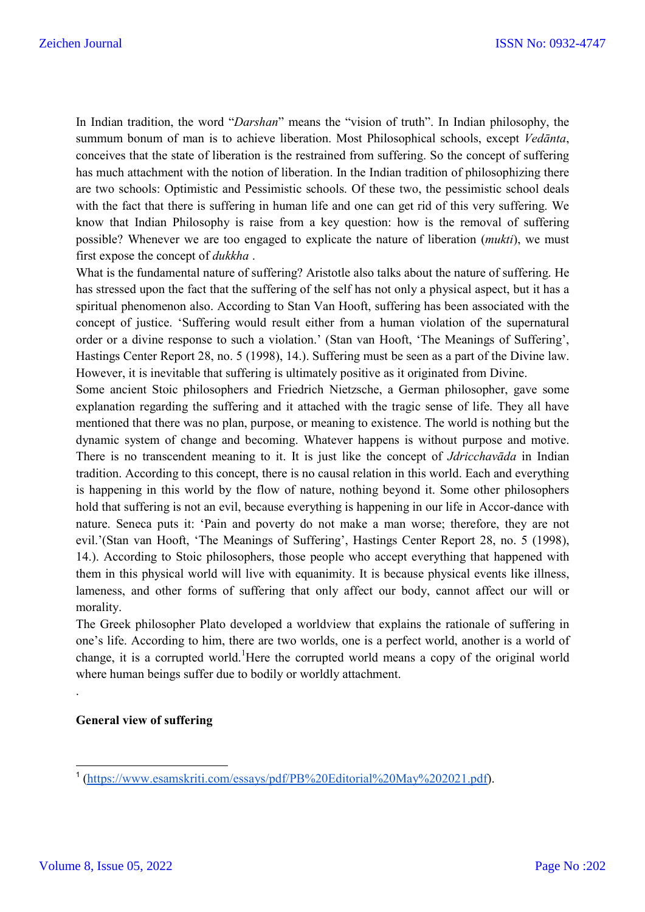In Indian tradition, the word "*Darshan*" means the "vision of truth". In Indian philosophy, the summum bonum of man is to achieve liberation. Most Philosophical schools, except *Vedānta*, conceives that the state of liberation is the restrained from suffering. So the concept of suffering has much attachment with the notion of liberation. In the Indian tradition of philosophizing there are two schools: Optimistic and Pessimistic schools. Of these two, the pessimistic school deals with the fact that there is suffering in human life and one can get rid of this very suffering. We know that Indian Philosophy is raise from a key question: how is the removal of suffering possible? Whenever we are too engaged to explicate the nature of liberation (*mukti*), we must first expose the concept of *dukkha* .

What is the fundamental nature of suffering? Aristotle also talks about the nature of suffering. He has stressed upon the fact that the suffering of the self has not only a physical aspect, but it has a spiritual phenomenon also. According to Stan Van Hooft, suffering has been associated with the concept of justice. 'Suffering would result either from a human violation of the supernatural order or a divine response to such a violation.' (Stan van Hooft, 'The Meanings of Suffering', Hastings Center Report 28, no. 5 (1998), 14.). Suffering must be seen as a part of the Divine law. However, it is inevitable that suffering is ultimately positive as it originated from Divine.

Some ancient Stoic philosophers and Friedrich Nietzsche, a German philosopher, gave some explanation regarding the suffering and it attached with the tragic sense of life. They all have mentioned that there was no plan, purpose, or meaning to existence. The world is nothing but the dynamic system of change and becoming. Whatever happens is without purpose and motive. There is no transcendent meaning to it. It is just like the concept of *Jdricchavāda* in Indian tradition. According to this concept, there is no causal relation in this world. Each and everything is happening in this world by the flow of nature, nothing beyond it. Some other philosophers hold that suffering is not an evil, because everything is happening in our life in Accor-dance with nature. Seneca puts it: 'Pain and poverty do not make a man worse; therefore, they are not evil.'(Stan van Hooft, 'The Meanings of Suffering', Hastings Center Report 28, no. 5 (1998), 14.). According to Stoic philosophers, those people who accept everything that happened with them in this physical world will live with equanimity. It is because physical events like illness, lameness, and other forms of suffering that only affect our body, cannot affect our will or morality.

The Greek philosopher Plato developed a worldview that explains the rationale of suffering in one's life. According to him, there are two worlds, one is a perfect world, another is a world of change, it is a corrupted world.[1] Here the corrupted world means a copy of the original world where human beings suffer due to bodily or worldly attachment.

.

**General view of suffering**

---

[1] (https://www.esamskriti.com/essays/pdf/PB%20Editorial%20May%202021.pdf).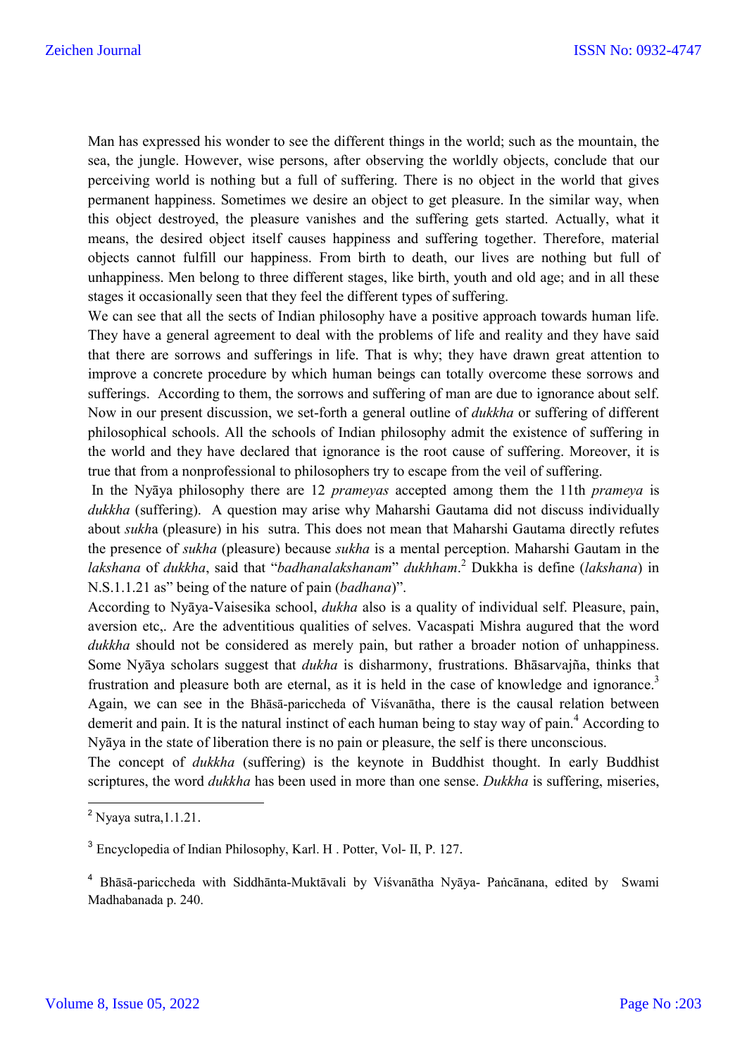Man has expressed his wonder to see the different things in the world; such as the mountain, the sea, the jungle. However, wise persons, after observing the worldly objects, conclude that our perceiving world is nothing but a full of suffering. There is no object in the world that gives permanent happiness. Sometimes we desire an object to get pleasure. In the similar way, when this object destroyed, the pleasure vanishes and the suffering gets started. Actually, what it means, the desired object itself causes happiness and suffering together. Therefore, material objects cannot fulfill our happiness. From birth to death, our lives are nothing but full of unhappiness. Men belong to three different stages, like birth, youth and old age; and in all these stages it occasionally seen that they feel the different types of suffering.

We can see that all the sects of Indian philosophy have a positive approach towards human life. They have a general agreement to deal with the problems of life and reality and they have said that there are sorrows and sufferings in life. That is why; they have drawn great attention to improve a concrete procedure by which human beings can totally overcome these sorrows and sufferings. According to them, the sorrows and suffering of man are due to ignorance about self. Now in our present discussion, we set-forth a general outline of *dukkha* or suffering of different philosophical schools. All the schools of Indian philosophy admit the existence of suffering in the world and they have declared that ignorance is the root cause of suffering. Moreover, it is true that from a nonprofessional to philosophers try to escape from the veil of suffering.

In the Nyāya philosophy there are 12 *prameyas* accepted among them the 11th *prameya* is *dukkha* (suffering). A question may arise why Maharshi Gautama did not discuss individually about *sukh*a (pleasure) in his sutra. This does not mean that Maharshi Gautama directly refutes the presence of *sukha* (pleasure) because *sukha* is a mental perception. Maharshi Gautam in the *lakshana* of *dukkha*, said that "*badhanalakshanam*" *dukhham*.[2] Dukkha is define (*lakshana*) in N.S.1.1.21 as" being of the nature of pain (*badhana*)".

According to Nyāya-Vaisesika school, *dukha* also is a quality of individual self. Pleasure, pain, aversion etc,. Are the adventitious qualities of selves. Vacaspati Mishra augured that the word *dukkha* should not be considered as merely pain, but rather a broader notion of unhappiness. Some Nyāya scholars suggest that *dukha* is disharmony, frustrations. Bhāsarvajña, thinks that frustration and pleasure both are eternal, as it is held in the case of knowledge and ignorance.[3] Again, we can see in the Bhāsā-pariccheda of Viśvanātha, there is the causal relation between demerit and pain. It is the natural instinct of each human being to stay way of pain.[4] According to Nyāya in the state of liberation there is no pain or pleasure, the self is there unconscious.

The concept of *dukkha* (suffering) is the keynote in Buddhist thought. In early Buddhist scriptures, the word *dukkha* has been used in more than one sense. *Dukkha* is suffering, miseries,

---

[2] Nyaya sutra,1.1.21.

[3] Encyclopedia of Indian Philosophy, Karl. H . Potter, Vol- II, P. 127.

[4] Bhāsā-pariccheda with Siddhānta-Muktāvali by Viśvanātha Nyāya- Paṅcānana, edited by Swami Madhabanada p. 240.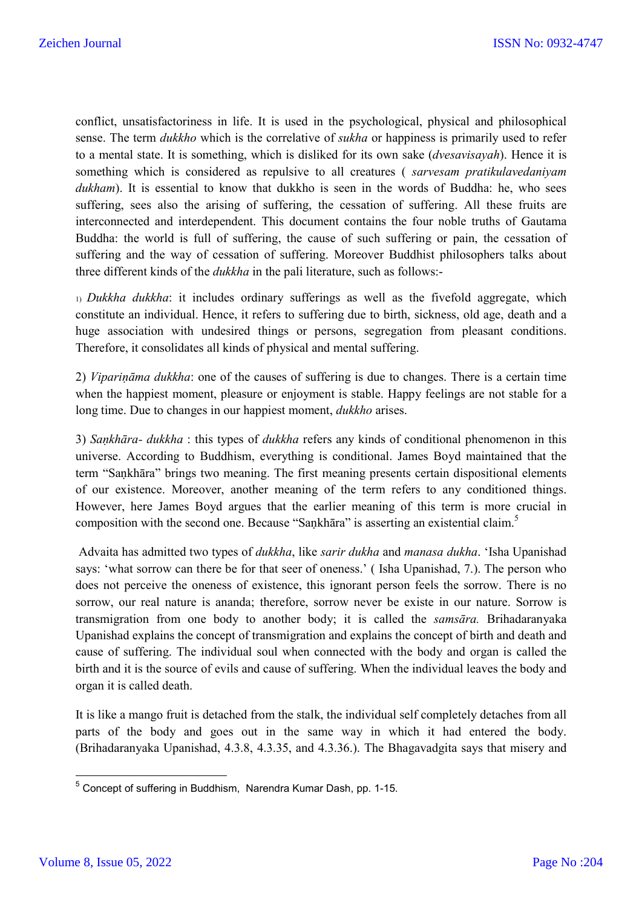conflict, unsatisfactoriness in life. It is used in the psychological, physical and philosophical sense. The term *dukkho* which is the correlative of *sukha* or happiness is primarily used to refer to a mental state. It is something, which is disliked for its own sake (*dvesavisayah*). Hence it is something which is considered as repulsive to all creatures ( *sarvesam pratikulavedaniyam dukham*). It is essential to know that dukkho is seen in the words of Buddha: he, who sees suffering, sees also the arising of suffering, the cessation of suffering. All these fruits are interconnected and interdependent. This document contains the four noble truths of Gautama Buddha: the world is full of suffering, the cause of such suffering or pain, the cessation of suffering and the way of cessation of suffering. Moreover Buddhist philosophers talks about three different kinds of the *dukkha* in the pali literature, such as follows:-

1) *Dukkha dukkha*: it includes ordinary sufferings as well as the fivefold aggregate, which constitute an individual. Hence, it refers to suffering due to birth, sickness, old age, death and a huge association with undesired things or persons, segregation from pleasant conditions. Therefore, it consolidates all kinds of physical and mental suffering.

2) *Vipariṇāma dukkha*: one of the causes of suffering is due to changes. There is a certain time when the happiest moment, pleasure or enjoyment is stable. Happy feelings are not stable for a long time. Due to changes in our happiest moment, *dukkho* arises.

3) *Saṇkhāra- dukkha* : this types of *dukkha* refers any kinds of conditional phenomenon in this universe. According to Buddhism, everything is conditional. James Boyd maintained that the term "Saṇkhāra" brings two meaning. The first meaning presents certain dispositional elements of our existence. Moreover, another meaning of the term refers to any conditioned things. However, here James Boyd argues that the earlier meaning of this term is more crucial in composition with the second one. Because "Saṇkhāra" is asserting an existential claim.[5]

Advaita has admitted two types of *dukkha*, like *sarir dukha* and *manasa dukha*. 'Isha Upanishad says: 'what sorrow can there be for that seer of oneness.' ( Isha Upanishad, 7.). The person who does not perceive the oneness of existence, this ignorant person feels the sorrow. There is no sorrow, our real nature is ananda; therefore, sorrow never be existe in our nature. Sorrow is transmigration from one body to another body; it is called the *samsāra.* Brihadaranyaka Upanishad explains the concept of transmigration and explains the concept of birth and death and cause of suffering. The individual soul when connected with the body and organ is called the birth and it is the source of evils and cause of suffering. When the individual leaves the body and organ it is called death.

It is like a mango fruit is detached from the stalk, the individual self completely detaches from all parts of the body and goes out in the same way in which it had entered the body. (Brihadaranyaka Upanishad, 4.3.8, 4.3.35, and 4.3.36.). The Bhagavadgita says that misery and

---

[5] Concept of suffering in Buddhism, Narendra Kumar Dash, pp. 1-15.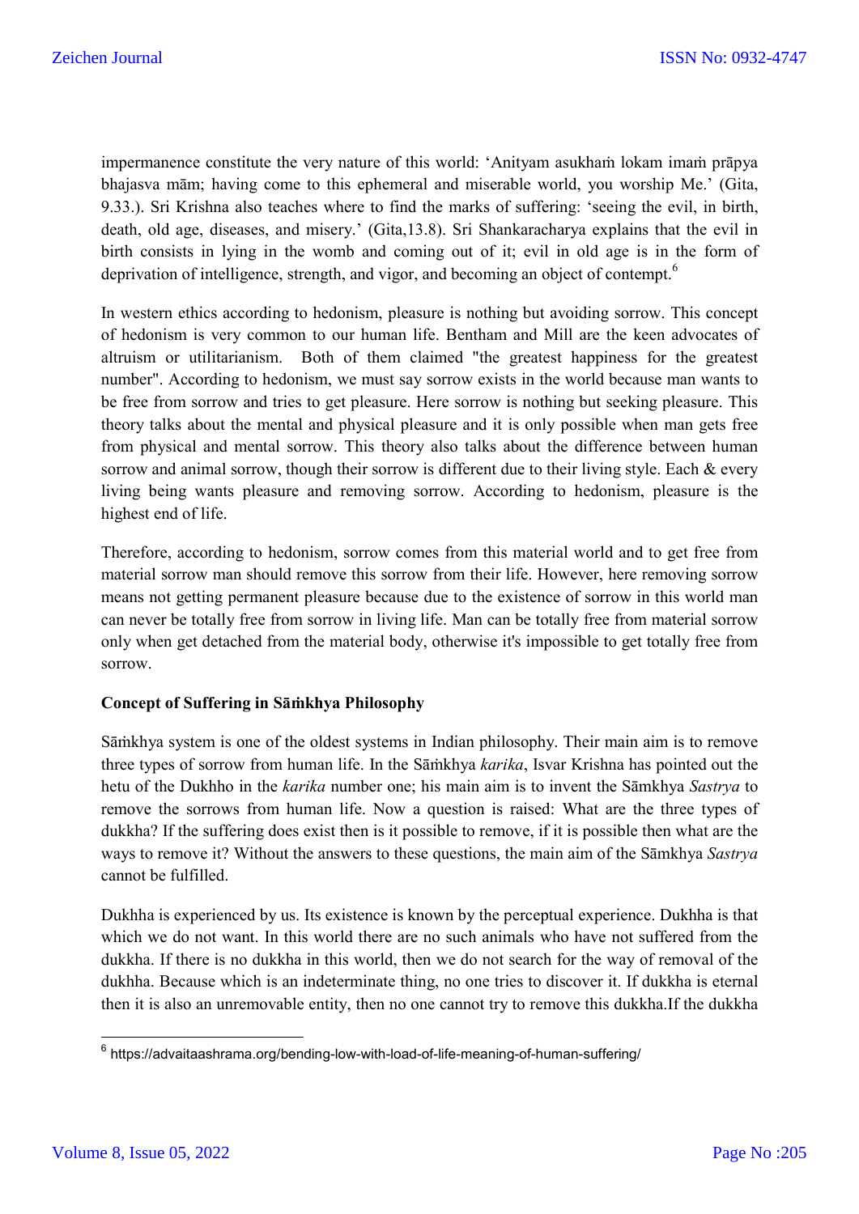impermanence constitute the very nature of this world: 'Anityam asukhaṁ lokam imaṁ prāpya bhajasva mām; having come to this ephemeral and miserable world, you worship Me.' (Gita, 9.33.). Sri Krishna also teaches where to find the marks of suffering: 'seeing the evil, in birth, death, old age, diseases, and misery.' (Gita,13.8). Sri Shankaracharya explains that the evil in birth consists in lying in the womb and coming out of it; evil in old age is in the form of deprivation of intelligence, strength, and vigor, and becoming an object of contempt.[6]

In western ethics according to hedonism, pleasure is nothing but avoiding sorrow. This concept of hedonism is very common to our human life. Bentham and Mill are the keen advocates of altruism or utilitarianism. Both of them claimed "the greatest happiness for the greatest number". According to hedonism, we must say sorrow exists in the world because man wants to be free from sorrow and tries to get pleasure. Here sorrow is nothing but seeking pleasure. This theory talks about the mental and physical pleasure and it is only possible when man gets free from physical and mental sorrow. This theory also talks about the difference between human sorrow and animal sorrow, though their sorrow is different due to their living style. Each & every living being wants pleasure and removing sorrow. According to hedonism, pleasure is the highest end of life.

Therefore, according to hedonism, sorrow comes from this material world and to get free from material sorrow man should remove this sorrow from their life. However, here removing sorrow means not getting permanent pleasure because due to the existence of sorrow in this world man can never be totally free from sorrow in living life. Man can be totally free from material sorrow only when get detached from the material body, otherwise it's impossible to get totally free from sorrow.

**Concept of Suffering in Sāṁkhya Philosophy**

Sāṁkhya system is one of the oldest systems in Indian philosophy. Their main aim is to remove three types of sorrow from human life. In the Sāṁkhya *karika*, Isvar Krishna has pointed out the hetu of the Dukhho in the *karika* number one; his main aim is to invent the Sāmkhya *Sastrya* to remove the sorrows from human life. Now a question is raised: What are the three types of dukkha? If the suffering does exist then is it possible to remove, if it is possible then what are the ways to remove it? Without the answers to these questions, the main aim of the Sāmkhya *Sastrya* cannot be fulfilled.

Dukhha is experienced by us. Its existence is known by the perceptual experience. Dukhha is that which we do not want. In this world there are no such animals who have not suffered from the dukkha. If there is no dukkha in this world, then we do not search for the way of removal of the dukhha. Because which is an indeterminate thing, no one tries to discover it. If dukkha is eternal then it is also an unremovable entity, then no one cannot try to remove this dukkha.If the dukkha

---

[6] https://advaitaashrama.org/bending-low-with-load-of-life-meaning-of-human-suffering/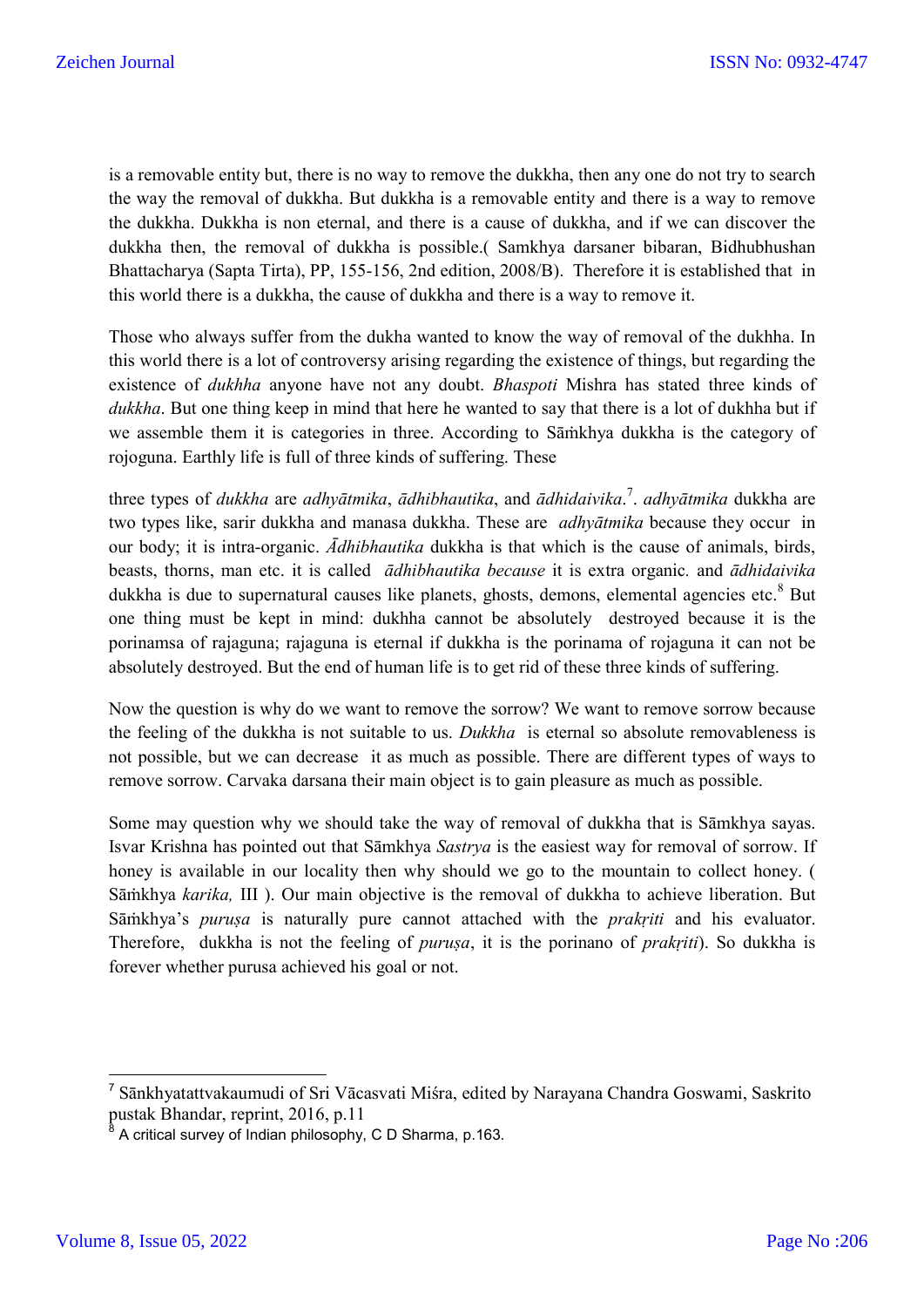is a removable entity but, there is no way to remove the dukkha, then any one do not try to search the way the removal of dukkha. But dukkha is a removable entity and there is a way to remove the dukkha. Dukkha is non eternal, and there is a cause of dukkha, and if we can discover the dukkha then, the removal of dukkha is possible.( Samkhya darsaner bibaran, Bidhubhushan Bhattacharya (Sapta Tirta), PP, 155-156, 2nd edition, 2008/B). Therefore it is established that in this world there is a dukkha, the cause of dukkha and there is a way to remove it.

Those who always suffer from the dukha wanted to know the way of removal of the dukhha. In this world there is a lot of controversy arising regarding the existence of things, but regarding the existence of *dukhha* anyone have not any doubt. *Bhaspoti* Mishra has stated three kinds of *dukkha*. But one thing keep in mind that here he wanted to say that there is a lot of dukhha but if we assemble them it is categories in three. According to Sāṁkhya dukkha is the category of rojoguna. Earthly life is full of three kinds of suffering. These

three types of *dukkha* are *adhyātmika*, *ādhibhautika*, and *ādhidaivika*.[7]. *adhyātmika* dukkha are two types like, sarir dukkha and manasa dukkha. These are *adhyātmika* because they occur in our body; it is intra-organic. *Ādhibhautika* dukkha is that which is the cause of animals, birds, beasts, thorns, man etc. it is called *ādhibhautika because* it is extra organic. and *ādhidaivika* dukkha is due to supernatural causes like planets, ghosts, demons, elemental agencies etc.[8] But one thing must be kept in mind: dukhha cannot be absolutely destroyed because it is the porinamsa of rajaguna; rajaguna is eternal if dukkha is the porinama of rojaguna it can not be absolutely destroyed. But the end of human life is to get rid of these three kinds of suffering.

Now the question is why do we want to remove the sorrow? We want to remove sorrow because the feeling of the dukkha is not suitable to us. *Dukkha* is eternal so absolute removableness is not possible, but we can decrease it as much as possible. There are different types of ways to remove sorrow. Carvaka darsana their main object is to gain pleasure as much as possible.

Some may question why we should take the way of removal of dukkha that is Sāmkhya sayas. Isvar Krishna has pointed out that Sāmkhya *Sastrya* is the easiest way for removal of sorrow. If honey is available in our locality then why should we go to the mountain to collect honey. ( Sāṁkhya *karika,* III ). Our main objective is the removal of dukkha to achieve liberation. But Sāṁkhya's *puruṣa* is naturally pure cannot attached with the *prakṛiti* and his evaluator. Therefore, dukkha is not the feeling of *puruṣa*, it is the porinano of *prakṛiti*). So dukkha is forever whether purusa achieved his goal or not.

---

[7] Sānkhyatattvakaumudi of Sri Vācasvati Miśra, edited by Narayana Chandra Goswami, Saskrito pustak Bhandar, reprint, 2016, p.11

[8] A critical survey of Indian philosophy, C D Sharma, p.163.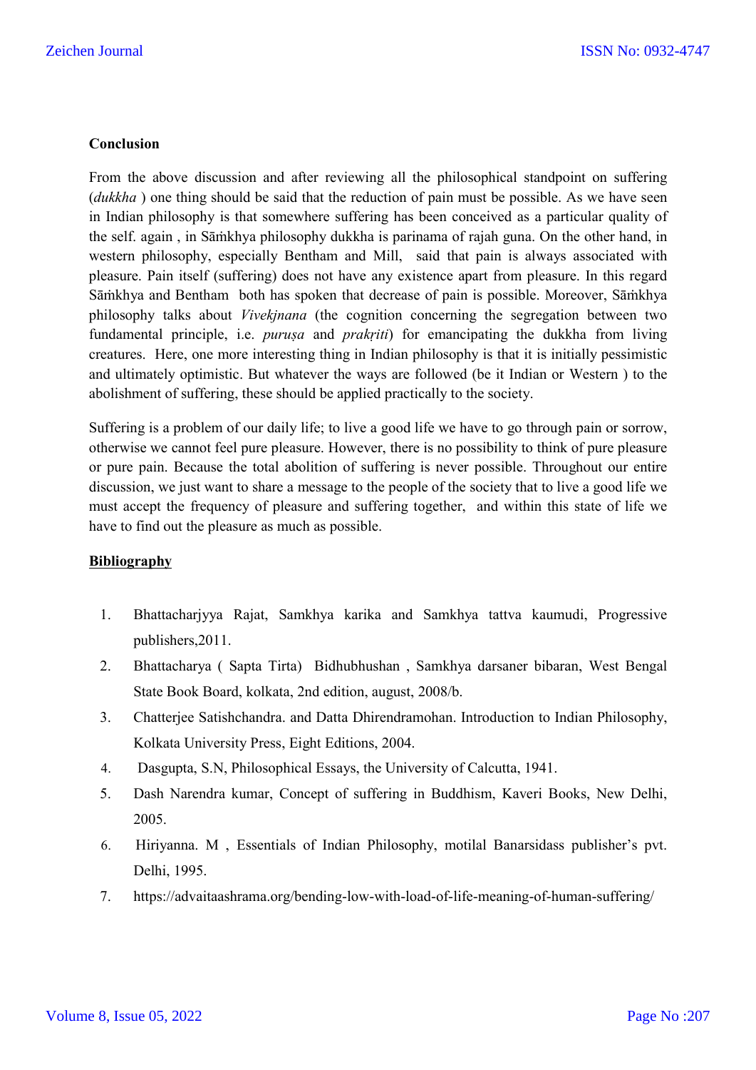**Conclusion**

From the above discussion and after reviewing all the philosophical standpoint on suffering (*dukkha* ) one thing should be said that the reduction of pain must be possible. As we have seen in Indian philosophy is that somewhere suffering has been conceived as a particular quality of the self. again , in Sāṁkhya philosophy dukkha is parinama of rajah guna. On the other hand, in western philosophy, especially Bentham and Mill, said that pain is always associated with pleasure. Pain itself (suffering) does not have any existence apart from pleasure. In this regard Sāṁkhya and Bentham both has spoken that decrease of pain is possible. Moreover, Sāṁkhya philosophy talks about *Vivekjnana* (the cognition concerning the segregation between two fundamental principle, i.e. *puruṣa* and *prakṛiti*) for emancipating the dukkha from living creatures. Here, one more interesting thing in Indian philosophy is that it is initially pessimistic and ultimately optimistic. But whatever the ways are followed (be it Indian or Western ) to the abolishment of suffering, these should be applied practically to the society.

Suffering is a problem of our daily life; to live a good life we have to go through pain or sorrow, otherwise we cannot feel pure pleasure. However, there is no possibility to think of pure pleasure or pure pain. Because the total abolition of suffering is never possible. Throughout our entire discussion, we just want to share a message to the people of the society that to live a good life we must accept the frequency of pleasure and suffering together, and within this state of life we have to find out the pleasure as much as possible.

**Bibliography**

1. Bhattacharjyya Rajat, Samkhya karika and Samkhya tattva kaumudi, Progressive publishers,2011.
2. Bhattacharya ( Sapta Tirta) Bidhubhushan , Samkhya darsaner bibaran, West Bengal State Book Board, kolkata, 2nd edition, august, 2008/b.
3. Chatterjee Satishchandra. and Datta Dhirendramohan. Introduction to Indian Philosophy, Kolkata University Press, Eight Editions, 2004.
4. Dasgupta, S.N, Philosophical Essays, the University of Calcutta, 1941.
5. Dash Narendra kumar, Concept of suffering in Buddhism, Kaveri Books, New Delhi, 2005.
6. Hiriyanna. M , Essentials of Indian Philosophy, motilal Banarsidass publisher's pvt. Delhi, 1995.
7. https://advaitaashrama.org/bending-low-with-load-of-life-meaning-of-human-suffering/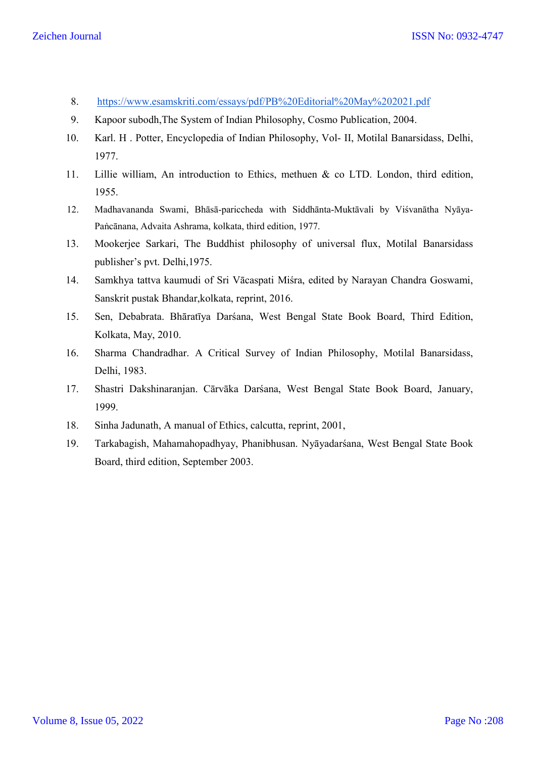8. https://www.esamskriti.com/essays/pdf/PB%20Editorial%20May%202021.pdf
9. Kapoor subodh,The System of Indian Philosophy, Cosmo Publication, 2004.
10. Karl. H . Potter, Encyclopedia of Indian Philosophy, Vol- II, Motilal Banarsidass, Delhi, 1977.
11. Lillie william, An introduction to Ethics, methuen & co LTD. London, third edition, 1955.
12. Madhavananda Swami, Bhāsā-pariccheda with Siddhānta-Muktāvali by Viśvanātha Nyāya-Paṅcānana, Advaita Ashrama, kolkata, third edition, 1977.
13. Mookerjee Sarkari, The Buddhist philosophy of universal flux, Motilal Banarsidass publisher's pvt. Delhi,1975.
14. Samkhya tattva kaumudi of Sri Vācaspati Miśra, edited by Narayan Chandra Goswami, Sanskrit pustak Bhandar,kolkata, reprint, 2016.
15. Sen, Debabrata. Bhāratīya Darśana, West Bengal State Book Board, Third Edition, Kolkata, May, 2010.
16. Sharma Chandradhar. A Critical Survey of Indian Philosophy, Motilal Banarsidass, Delhi, 1983.
17. Shastri Dakshinaranjan. Cārvāka Darśana, West Bengal State Book Board, January, 1999.
18. Sinha Jadunath, A manual of Ethics, calcutta, reprint, 2001,
19. Tarkabagish, Mahamahopadhyay, Phanibhusan. Nyāyadarśana, West Bengal State Book Board, third edition, September 2003.